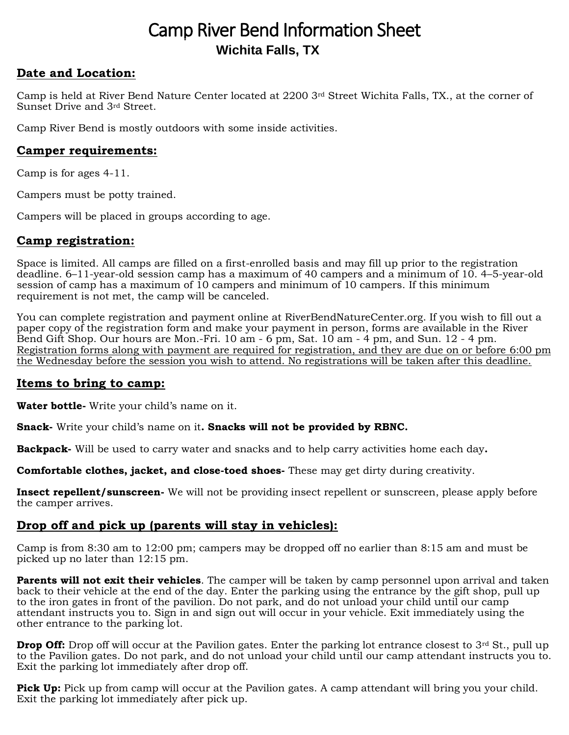# Camp River Bend Information Sheet

**Wichita Falls, TX**

## Date and Location:

Camp is held at River Bend Nature Center located at 2200 3rd Street Wichita Falls, TX., at the corner of Sunset Drive and 3rd Street.

Camp River Bend is mostly outdoors with some inside activities.

## Camper requirements:

Camp is for ages 4-11.

Campers must be potty trained.

Campers will be placed in groups according to age.

## Camp registration:

Space is limited. All camps are filled on a first-enrolled basis and may fill up prior to the registration deadline. 6–11-year-old session camp has a maximum of 40 campers and a minimum of 10. 4–5-year-old session of camp has a maximum of 10 campers and minimum of 10 campers. If this minimum requirement is not met, the camp will be canceled.

You can complete registration and payment online at RiverBendNatureCenter.org. If you wish to fill out a paper copy of the registration form and make your payment in person, forms are available in the River Bend Gift Shop. Our hours are Mon.-Fri. 10 am - 6 pm, Sat. 10 am - 4 pm, and Sun. 12 - 4 pm. <u>Registration forms along with payment are required for registration, and they are due on or before 6:00 pm the Wednesday before the session you wish to attend. No registrations will be taken after this deadline.</u>

## Items to bring to camp:

**Water bottle-** Write your child's name on it.

**Snack-** Write your child's name on it**. Snacks will not be provided by RBNC.**

**Backpack-** Will be used to carry water and snacks and to help carry activities home each day**.**

**Comfortable clothes, jacket, and close-toed shoes-** These may get dirty during creativity.

**Insect repellent/sunscreen-** We will not be providing insect repellent or sunscreen, please apply before the camper arrives.

## Drop off and pick up (parents will stay in vehicles):

Camp is from 8:30 am to 12:00 pm; campers may be dropped off no earlier than 8:15 am and must be picked up no later than 12:15 pm.

**Parents will not exit their vehicles**. The camper will be taken by camp personnel upon arrival and taken back to their vehicle at the end of the day. Enter the parking using the entrance by the gift shop, pull up to the iron gates in front of the pavilion. Do not park, and do not unload your child until our camp attendant instructs you to. Sign in and sign out will occur in your vehicle. Exit immediately using the other entrance to the parking lot.

**Drop Off:** Drop off will occur at the Pavilion gates. Enter the parking lot entrance closest to 3rd St., pull up to the Pavilion gates. Do not park, and do not unload your child until our camp attendant instructs you to. Exit the parking lot immediately after drop off.

**Pick Up:** Pick up from camp will occur at the Pavilion gates. A camp attendant will bring you your child. Exit the parking lot immediately after pick up.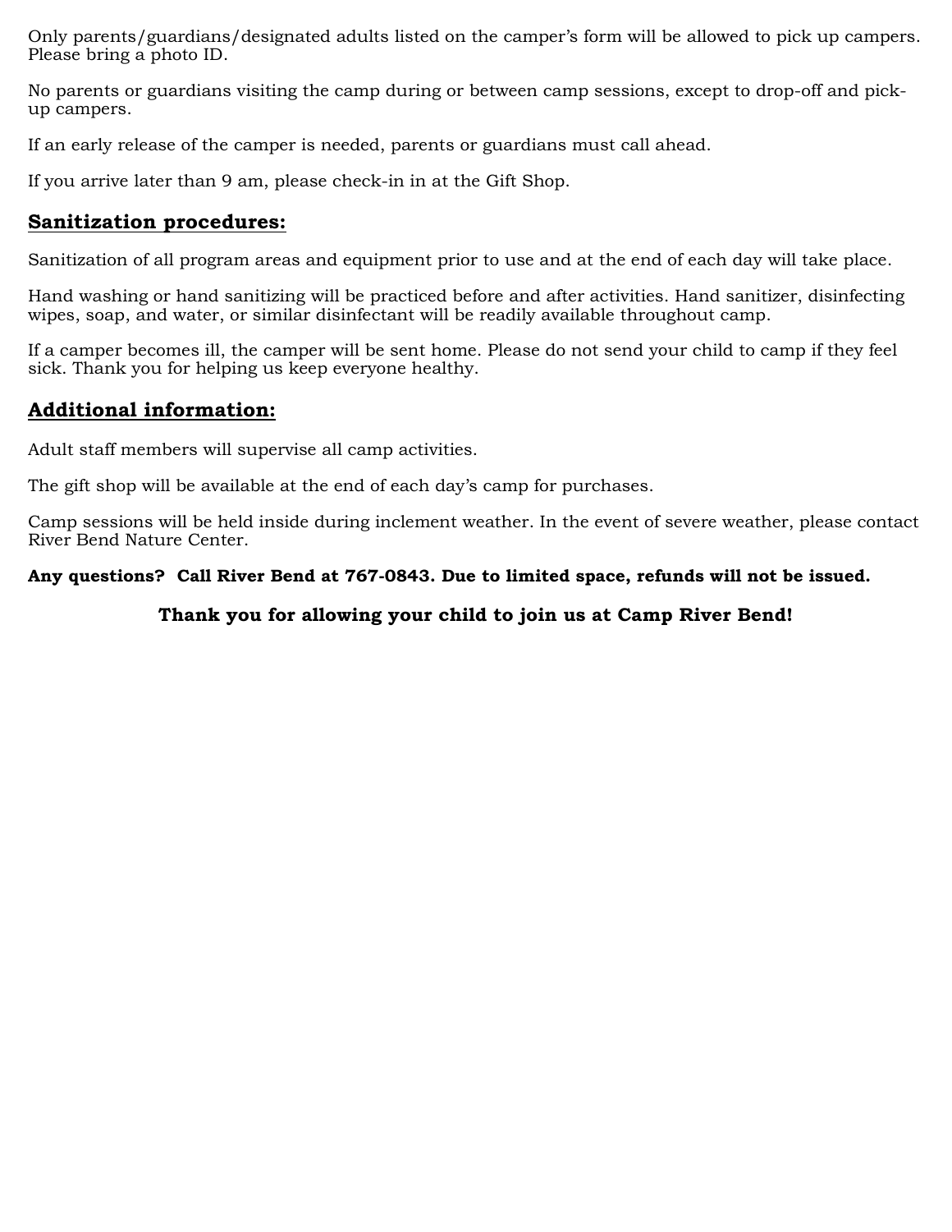Only parents/guardians/designated adults listed on the camper's form will be allowed to pick up campers. Please bring a photo ID.

No parents or guardians visiting the camp during or between camp sessions, except to drop-off and pick-up campers.

If an early release of the camper is needed, parents or guardians must call ahead.

If you arrive later than 9 am, please check-in in at the Gift Shop.

## Sanitization procedures:

Sanitization of all program areas and equipment prior to use and at the end of each day will take place.

Hand washing or hand sanitizing will be practiced before and after activities. Hand sanitizer, disinfecting wipes, soap, and water, or similar disinfectant will be readily available throughout camp.

If a camper becomes ill, the camper will be sent home. Please do not send your child to camp if they feel sick. Thank you for helping us keep everyone healthy.

## Additional information:

Adult staff members will supervise all camp activities.

The gift shop will be available at the end of each day's camp for purchases.

Camp sessions will be held inside during inclement weather. In the event of severe weather, please contact River Bend Nature Center.

**Any questions? Call River Bend at 767-0843. Due to limited space, refunds will not be issued.**

**Thank you for allowing your child to join us at Camp River Bend!**